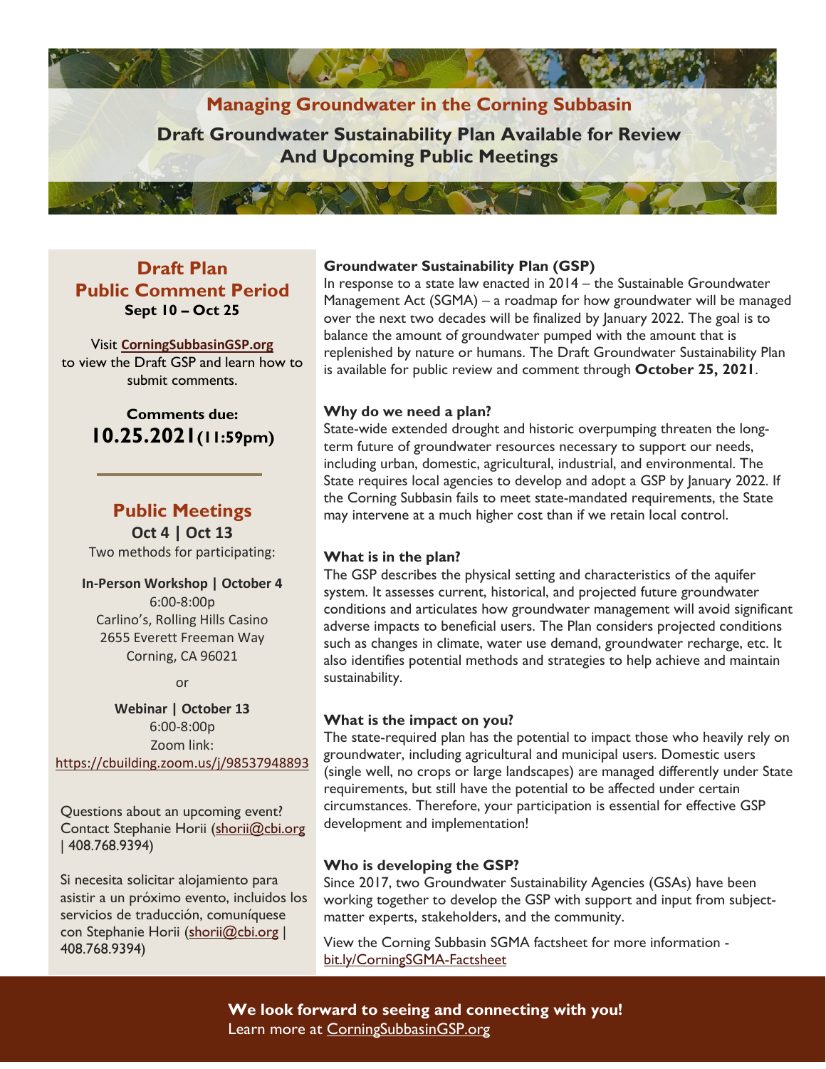# Managing Groundwater in the Corning Subbasin

## Draft Groundwater Sustainability Plan Available for Review And Upcoming Public Meetings

## Draft Plan Public Comment Period

**Sept 10 – Oct 25**

Visit **CorningSubbasinGSP.org** to view the Draft GSP and learn how to submit comments.

**Comments due:**
**10.25.2021(11:59pm)**

## Public Meetings

**Oct 4 | Oct 13**

Two methods for participating:

**In-Person Workshop | October 4**
6:00-8:00p
Carlino's, Rolling Hills Casino
2655 Everett Freeman Way
Corning, CA 96021

or

**Webinar | October 13**
6:00-8:00p
Zoom link:
https://cbuilding.zoom.us/j/98537948893

Questions about an upcoming event? Contact Stephanie Horii (shorii@cbi.org | 408.768.9394)

Si necesita solicitar alojamiento para asistir a un próximo evento, incluidos los servicios de traducción, comuníquese con Stephanie Horii (shorii@cbi.org | 408.768.9394)

### Groundwater Sustainability Plan (GSP)

In response to a state law enacted in 2014 – the Sustainable Groundwater Management Act (SGMA) – a roadmap for how groundwater will be managed over the next two decades will be finalized by January 2022. The goal is to balance the amount of groundwater pumped with the amount that is replenished by nature or humans. The Draft Groundwater Sustainability Plan is available for public review and comment through **October 25, 2021**.

### Why do we need a plan?

State-wide extended drought and historic overpumping threaten the long-term future of groundwater resources necessary to support our needs, including urban, domestic, agricultural, industrial, and environmental. The State requires local agencies to develop and adopt a GSP by January 2022. If the Corning Subbasin fails to meet state-mandated requirements, the State may intervene at a much higher cost than if we retain local control.

### What is in the plan?

The GSP describes the physical setting and characteristics of the aquifer system. It assesses current, historical, and projected future groundwater conditions and articulates how groundwater management will avoid significant adverse impacts to beneficial users. The Plan considers projected conditions such as changes in climate, water use demand, groundwater recharge, etc. It also identifies potential methods and strategies to help achieve and maintain sustainability.

### What is the impact on you?

The state-required plan has the potential to impact those who heavily rely on groundwater, including agricultural and municipal users. Domestic users (single well, no crops or large landscapes) are managed differently under State requirements, but still have the potential to be affected under certain circumstances. Therefore, your participation is essential for effective GSP development and implementation!

### Who is developing the GSP?

Since 2017, two Groundwater Sustainability Agencies (GSAs) have been working together to develop the GSP with support and input from subject-matter experts, stakeholders, and the community.

View the Corning Subbasin SGMA factsheet for more information - bit.ly/CorningSGMA-Factsheet

**We look forward to seeing and connecting with you!**
Learn more at CorningSubbasinGSP.org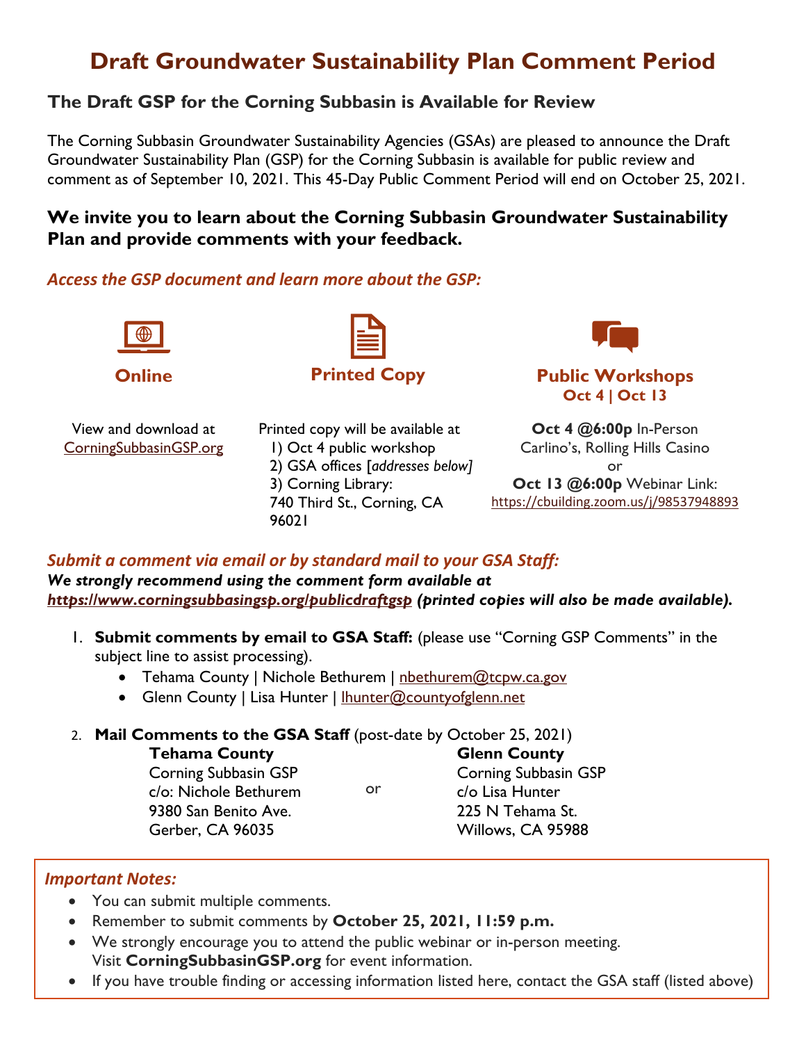# Draft Groundwater Sustainability Plan Comment Period

## The Draft GSP for the Corning Subbasin is Available for Review

The Corning Subbasin Groundwater Sustainability Agencies (GSAs) are pleased to announce the Draft Groundwater Sustainability Plan (GSP) for the Corning Subbasin is available for public review and comment as of September 10, 2021. This 45-Day Public Comment Period will end on October 25, 2021.

**We invite you to learn about the Corning Subbasin Groundwater Sustainability Plan and provide comments with your feedback.**

### *Access the GSP document and learn more about the GSP:*

**Online**

View and download at CorningSubbasinGSP.org

**Printed Copy**

Printed copy will be available at
1) Oct 4 public workshop
2) GSA offices [*addresses below*]
3) Corning Library: 740 Third St., Corning, CA 96021

**Public Workshops**
**Oct 4 | Oct 13**

**Oct 4 @6:00p** In-Person
Carlino's, Rolling Hills Casino
or
**Oct 13 @6:00p** Webinar Link:
https://cbuilding.zoom.us/j/98537948893

### *Submit a comment via email or by standard mail to your GSA Staff:*

***We strongly recommend using the comment form available at https://www.corningsubbasingsp.org/publicdraftgsp (printed copies will also be made available).***

1. **Submit comments by email to GSA Staff:** (please use "Corning GSP Comments" in the subject line to assist processing).
   - Tehama County | Nichole Bethurem | nbethurem@tcpw.ca.gov
   - Glenn County | Lisa Hunter | lhunter@countyofglenn.net

2. **Mail Comments to the GSA Staff** (post-date by October 25, 2021)

   **Tehama County**
   Corning Subbasin GSP
   c/o: Nichole Bethurem
   9380 San Benito Ave.
   Gerber, CA 96035

   or

   **Glenn County**
   Corning Subbasin GSP
   c/o Lisa Hunter
   225 N Tehama St.
   Willows, CA 95988

### *Important Notes:*

- You can submit multiple comments.
- Remember to submit comments by **October 25, 2021, 11:59 p.m.**
- We strongly encourage you to attend the public webinar or in-person meeting. Visit **CorningSubbasinGSP.org** for event information.
- If you have trouble finding or accessing information listed here, contact the GSA staff (listed above)